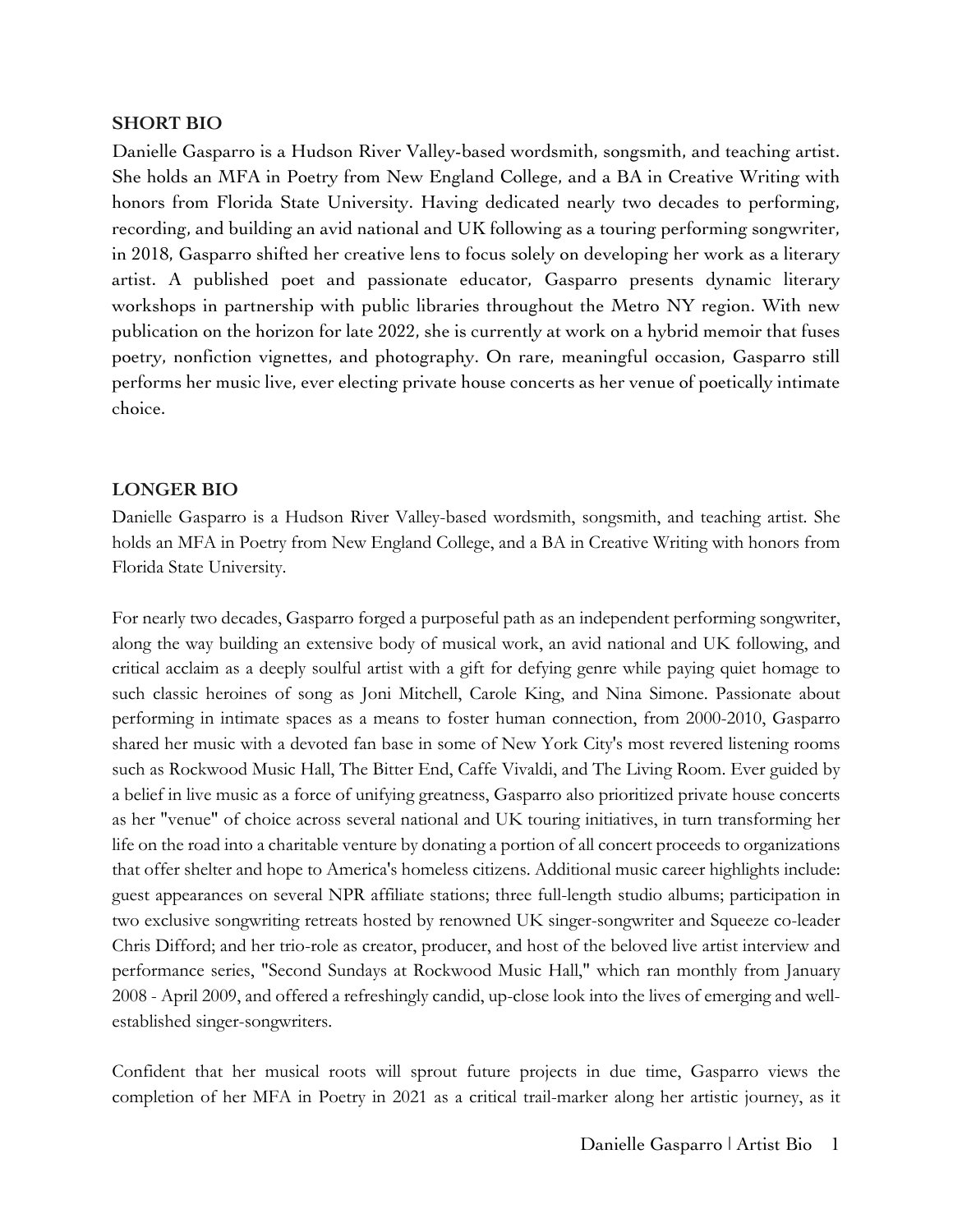## SHORT BIO

Danielle Gasparro is a Hudson River Valley-based wordsmith, songsmith, and teaching artist. She holds an MFA in Poetry from New England College, and a BA in Creative Writing with honors from Florida State University. Having dedicated nearly two decades to performing, recording, and building an avid national and UK following as a touring performing songwriter, in 2018, Gasparro shifted her creative lens to focus solely on developing her work as a literary artist. A published poet and passionate educator, Gasparro presents dynamic literary workshops in partnership with public libraries throughout the Metro NY region. With new publication on the horizon for late 2022, she is currently at work on a hybrid memoir that fuses poetry, nonfiction vignettes, and photography. On rare, meaningful occasion, Gasparro still performs her music live, ever electing private house concerts as her venue of poetically intimate choice.

## LONGER BIO

Danielle Gasparro is a Hudson River Valley-based wordsmith, songsmith, and teaching artist. She holds an MFA in Poetry from New England College, and a BA in Creative Writing with honors from Florida State University.

For nearly two decades, Gasparro forged a purposeful path as an independent performing songwriter, along the way building an extensive body of musical work, an avid national and UK following, and critical acclaim as a deeply soulful artist with a gift for defying genre while paying quiet homage to such classic heroines of song as Joni Mitchell, Carole King, and Nina Simone. Passionate about performing in intimate spaces as a means to foster human connection, from 2000-2010, Gasparro shared her music with a devoted fan base in some of New York City's most revered listening rooms such as Rockwood Music Hall, The Bitter End, Caffe Vivaldi, and The Living Room. Ever guided by a belief in live music as a force of unifying greatness, Gasparro also prioritized private house concerts as her "venue" of choice across several national and UK touring initiatives, in turn transforming her life on the road into a charitable venture by donating a portion of all concert proceeds to organizations that offer shelter and hope to America's homeless citizens. Additional music career highlights include: guest appearances on several NPR affiliate stations; three full-length studio albums; participation in two exclusive songwriting retreats hosted by renowned UK singer-songwriter and Squeeze co-leader Chris Difford; and her trio-role as creator, producer, and host of the beloved live artist interview and performance series, "Second Sundays at Rockwood Music Hall," which ran monthly from January 2008 - April 2009, and offered a refreshingly candid, up-close look into the lives of emerging and well-established singer-songwriters.

Confident that her musical roots will sprout future projects in due time, Gasparro views the completion of her MFA in Poetry in 2021 as a critical trail-marker along her artistic journey, as it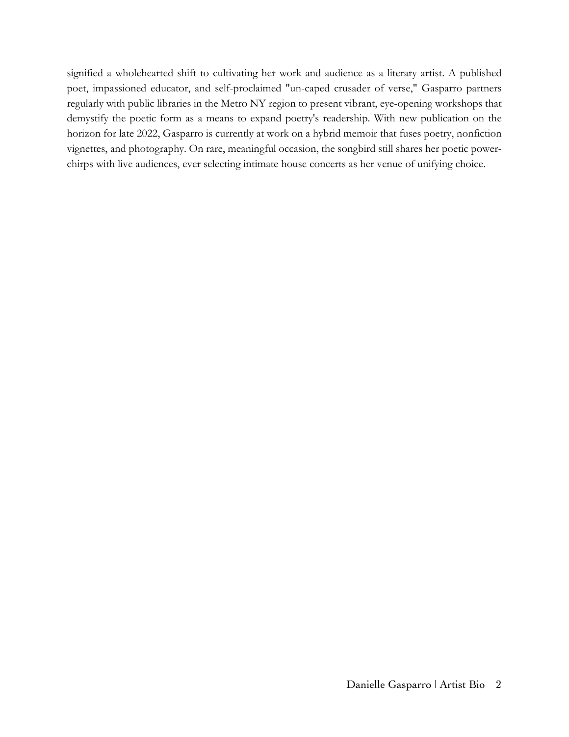signified a wholehearted shift to cultivating her work and audience as a literary artist. A published poet, impassioned educator, and self-proclaimed "un-caped crusader of verse," Gasparro partners regularly with public libraries in the Metro NY region to present vibrant, eye-opening workshops that demystify the poetic form as a means to expand poetry's readership. With new publication on the horizon for late 2022, Gasparro is currently at work on a hybrid memoir that fuses poetry, nonfiction vignettes, and photography. On rare, meaningful occasion, the songbird still shares her poetic power-chirps with live audiences, ever selecting intimate house concerts as her venue of unifying choice.